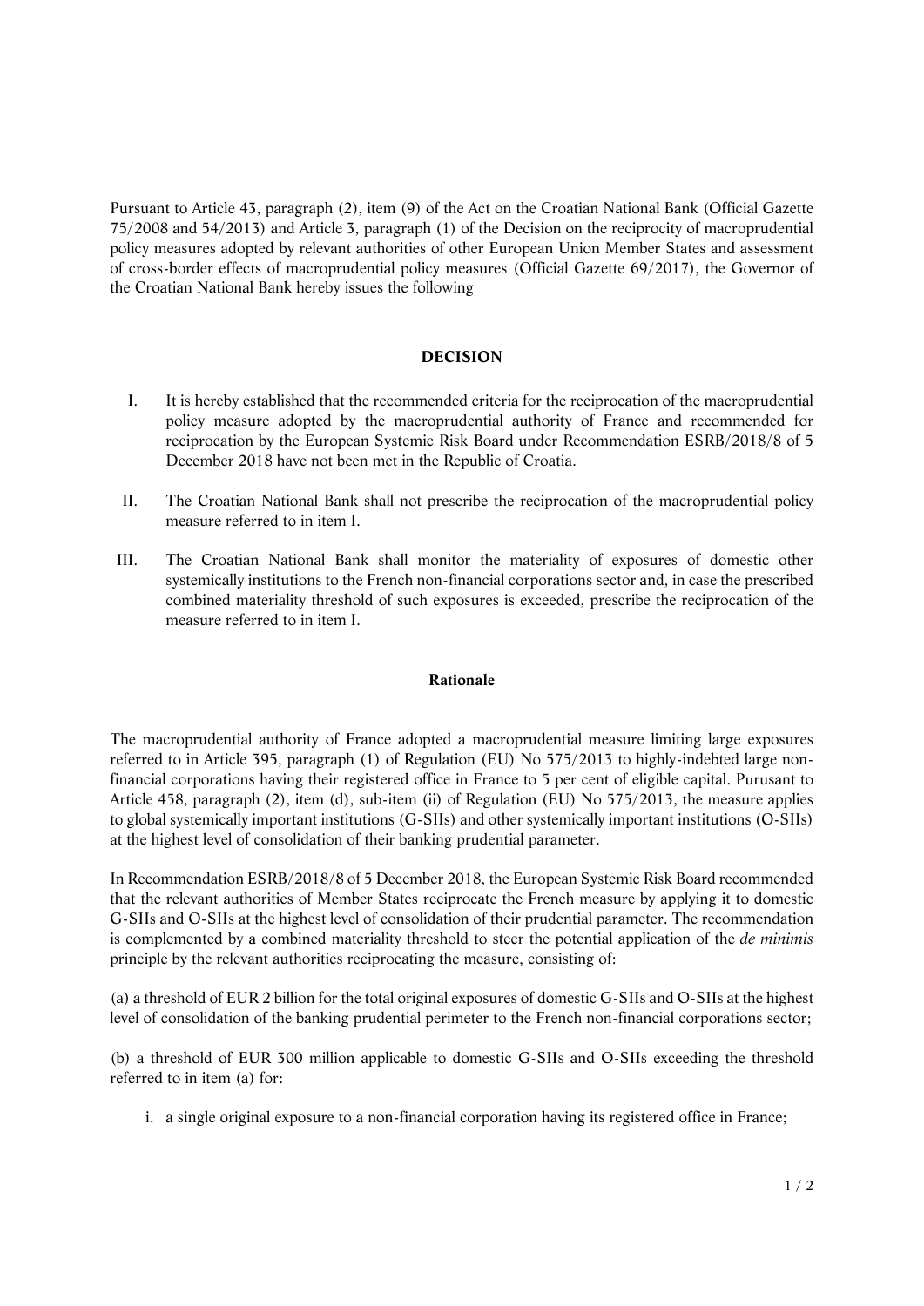Pursuant to Article 43, paragraph (2), item (9) of the Act on the Croatian National Bank (Official Gazette 75/2008 and 54/2013) and Article 3, paragraph (1) of the Decision on the reciprocity of macroprudential policy measures adopted by relevant authorities of other European Union Member States and assessment of cross-border effects of macroprudential policy measures (Official Gazette 69/2017), the Governor of the Croatian National Bank hereby issues the following

# DECISION

I. It is hereby established that the recommended criteria for the reciprocation of the macroprudential policy measure adopted by the macroprudential authority of France and recommended for reciprocation by the European Systemic Risk Board under Recommendation ESRB/2018/8 of 5 December 2018 have not been met in the Republic of Croatia.

II. The Croatian National Bank shall not prescribe the reciprocation of the macroprudential policy measure referred to in item I.

III. The Croatian National Bank shall monitor the materiality of exposures of domestic other systemically institutions to the French non-financial corporations sector and, in case the prescribed combined materiality threshold of such exposures is exceeded, prescribe the reciprocation of the measure referred to in item I.

## Rationale

The macroprudential authority of France adopted a macroprudential measure limiting large exposures referred to in Article 395, paragraph (1) of Regulation (EU) No 575/2013 to highly-indebted large non-financial corporations having their registered office in France to 5 per cent of eligible capital. Purusant to Article 458, paragraph (2), item (d), sub-item (ii) of Regulation (EU) No 575/2013, the measure applies to global systemically important institutions (G-SIIs) and other systemically important institutions (O-SIIs) at the highest level of consolidation of their banking prudential parameter.

In Recommendation ESRB/2018/8 of 5 December 2018, the European Systemic Risk Board recommended that the relevant authorities of Member States reciprocate the French measure by applying it to domestic G-SIIs and O-SIIs at the highest level of consolidation of their prudential parameter. The recommendation is complemented by a combined materiality threshold to steer the potential application of the *de minimis* principle by the relevant authorities reciprocating the measure, consisting of:

(a) a threshold of EUR 2 billion for the total original exposures of domestic G-SIIs and O-SIIs at the highest level of consolidation of the banking prudential perimeter to the French non-financial corporations sector;

(b) a threshold of EUR 300 million applicable to domestic G-SIIs and O-SIIs exceeding the threshold referred to in item (a) for:

i. a single original exposure to a non-financial corporation having its registered office in France;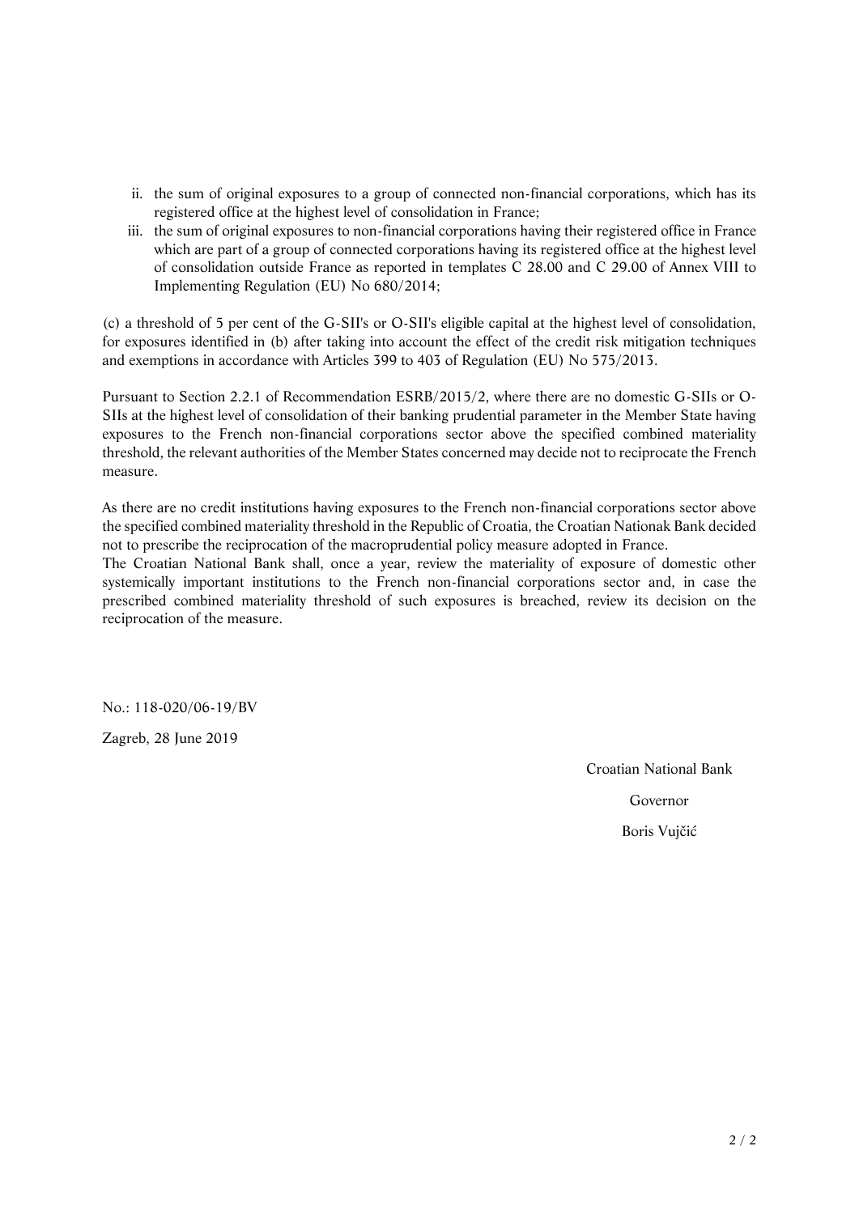ii. the sum of original exposures to a group of connected non-financial corporations, which has its registered office at the highest level of consolidation in France;

iii. the sum of original exposures to non-financial corporations having their registered office in France which are part of a group of connected corporations having its registered office at the highest level of consolidation outside France as reported in templates C 28.00 and C 29.00 of Annex VIII to Implementing Regulation (EU) No 680/2014;

(c) a threshold of 5 per cent of the G-SII's or O-SII's eligible capital at the highest level of consolidation, for exposures identified in (b) after taking into account the effect of the credit risk mitigation techniques and exemptions in accordance with Articles 399 to 403 of Regulation (EU) No 575/2013.

Pursuant to Section 2.2.1 of Recommendation ESRB/2015/2, where there are no domestic G-SIIs or O-SIIs at the highest level of consolidation of their banking prudential parameter in the Member State having exposures to the French non-financial corporations sector above the specified combined materiality threshold, the relevant authorities of the Member States concerned may decide not to reciprocate the French measure.

As there are no credit institutions having exposures to the French non-financial corporations sector above the specified combined materiality threshold in the Republic of Croatia, the Croatian Nationak Bank decided not to prescribe the reciprocation of the macroprudential policy measure adopted in France.

The Croatian National Bank shall, once a year, review the materiality of exposure of domestic other systemically important institutions to the French non-financial corporations sector and, in case the prescribed combined materiality threshold of such exposures is breached, review its decision on the reciprocation of the measure.

No.: 118-020/06-19/BV

Zagreb, 28 June 2019

Croatian National Bank

Governor

Boris Vujčić